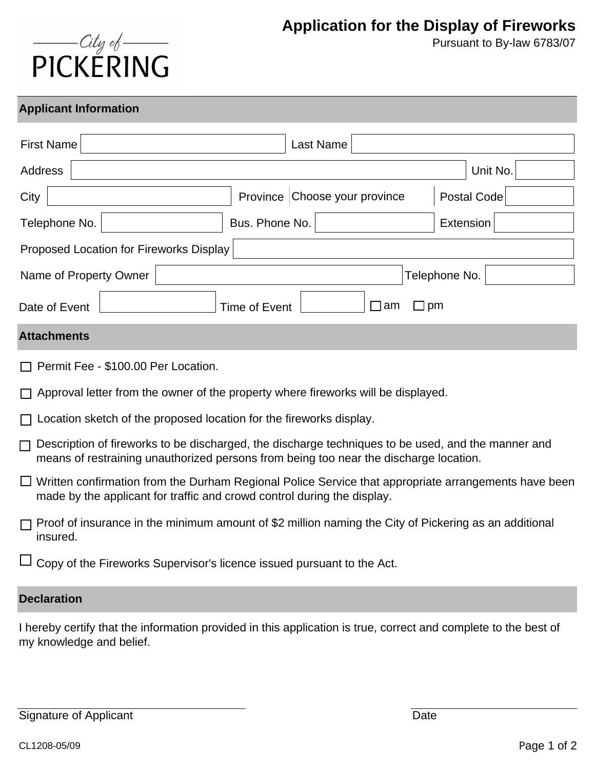City of PICKERING

# Application for the Display of Fireworks

Pursuant to By-law 6783/07

## Applicant Information

First Name ______________________ Last Name ______________________

Address ______________________________________________ Unit No. ________

City ______________________ Province Choose your province Postal Code ________

Telephone No. ________________ Bus. Phone No. ________________ Extension ________

Proposed Location for Fireworks Display ______________________________________

Name of Property Owner ______________________________ Telephone No. ________

Date of Event ________________ Time of Event ________ ☐ am ☐ pm

## Attachments

- ☐ Permit Fee - $100.00 Per Location.
- ☐ Approval letter from the owner of the property where fireworks will be displayed.
- ☐ Location sketch of the proposed location for the fireworks display.
- ☐ Description of fireworks to be discharged, the discharge techniques to be used, and the manner and means of restraining unauthorized persons from being too near the discharge location.
- ☐ Written confirmation from the Durham Regional Police Service that appropriate arrangements have been made by the applicant for traffic and crowd control during the display.
- ☐ Proof of insurance in the minimum amount of $2 million naming the City of Pickering as an additional insured.
- ☐ Copy of the Fireworks Supervisor's licence issued pursuant to the Act.

## Declaration

I hereby certify that the information provided in this application is true, correct and complete to the best of my knowledge and belief.

______________________________ Signature of Applicant

______________________________ Date

CL1208-05/09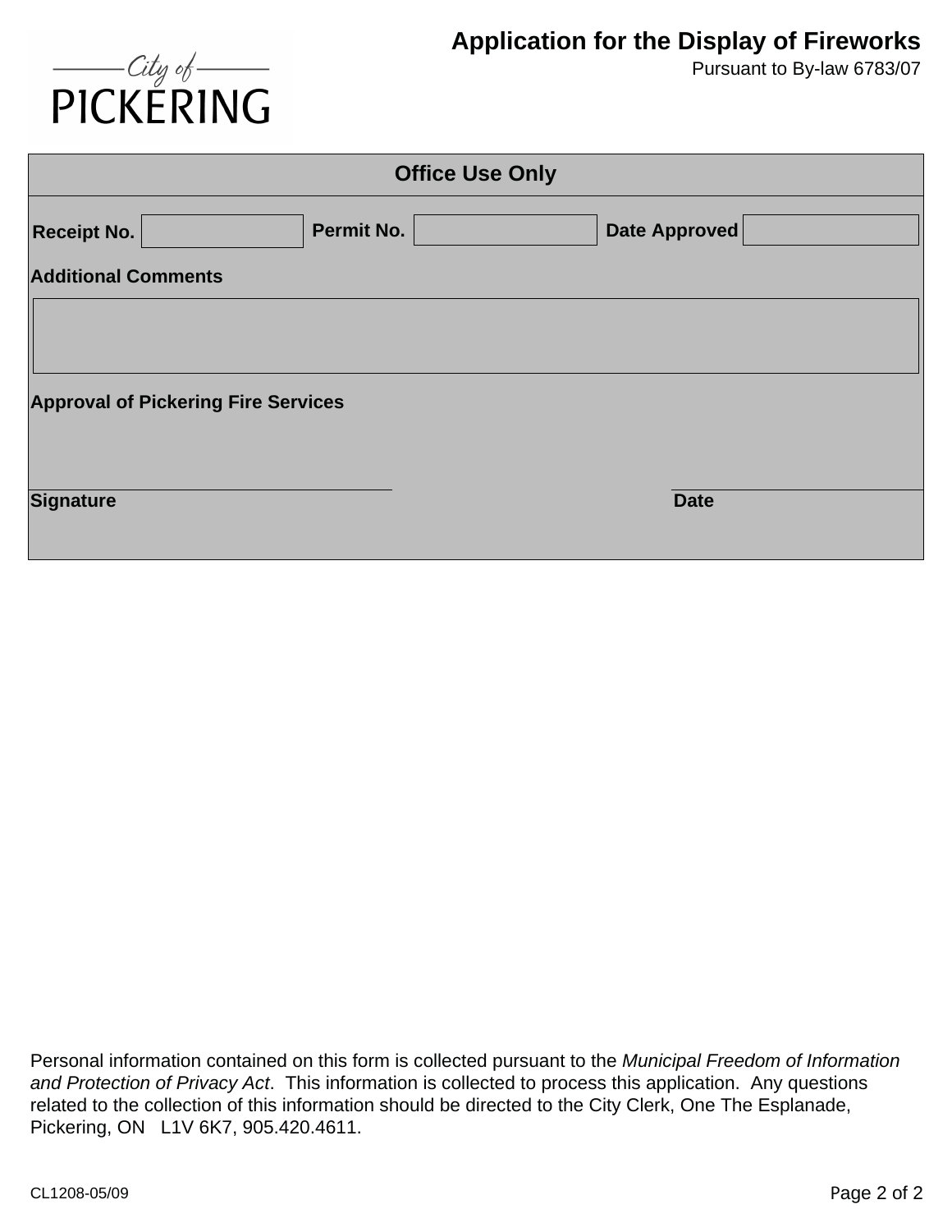# Application for the Display of Fireworks

Pursuant to By-law 6783/07

## Office Use Only

**Receipt No.** ____________ **Permit No.** ____________ **Date Approved** ____________

**Additional Comments**

**Approval of Pickering Fire Services**

**Signature** ____________________ **Date** ____________

Personal information contained on this form is collected pursuant to the *Municipal Freedom of Information and Protection of Privacy Act*. This information is collected to process this application. Any questions related to the collection of this information should be directed to the City Clerk, One The Esplanade, Pickering, ON L1V 6K7, 905.420.4611.

CL1208-05/09